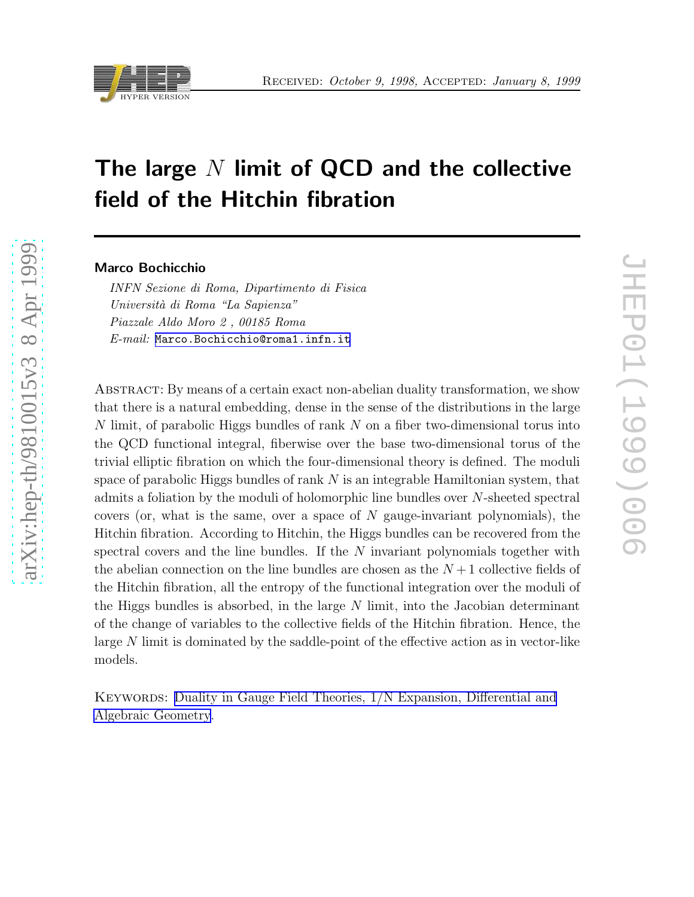Received: *October 9, 1998,* Accepted: *January 8, 1999*

# The large $N$ limit of QCD and the collective field of the Hitchin fibration

**Marco Bochicchio**

*INFN Sezione di Roma, Dipartimento di Fisica*
*Università di Roma "La Sapienza"*
*Piazzale Aldo Moro 2 , 00185 Roma*
*E-mail:* Marco.Bochicchio@roma1.infn.it

Abstract: By means of a certain exact non-abelian duality transformation, we show that there is a natural embedding, dense in the sense of the distributions in the large $N$ limit, of parabolic Higgs bundles of rank $N$ on a fiber two-dimensional torus into the QCD functional integral, fiberwise over the base two-dimensional torus of the trivial elliptic fibration on which the four-dimensional theory is defined. The moduli space of parabolic Higgs bundles of rank $N$ is an integrable Hamiltonian system, that admits a foliation by the moduli of holomorphic line bundles over $N$-sheeted spectral covers (or, what is the same, over a space of $N$ gauge-invariant polynomials), the Hitchin fibration. According to Hitchin, the Higgs bundles can be recovered from the spectral covers and the line bundles. If the $N$ invariant polynomials together with the abelian connection on the line bundles are chosen as the $N+1$ collective fields of the Hitchin fibration, all the entropy of the functional integration over the moduli of the Higgs bundles is absorbed, in the large $N$ limit, into the Jacobian determinant of the change of variables to the collective fields of the Hitchin fibration. Hence, the large $N$ limit is dominated by the saddle-point of the effective action as in vector-like models.

Keywords: Duality in Gauge Field Theories, 1/N Expansion, Differential and Algebraic Geometry.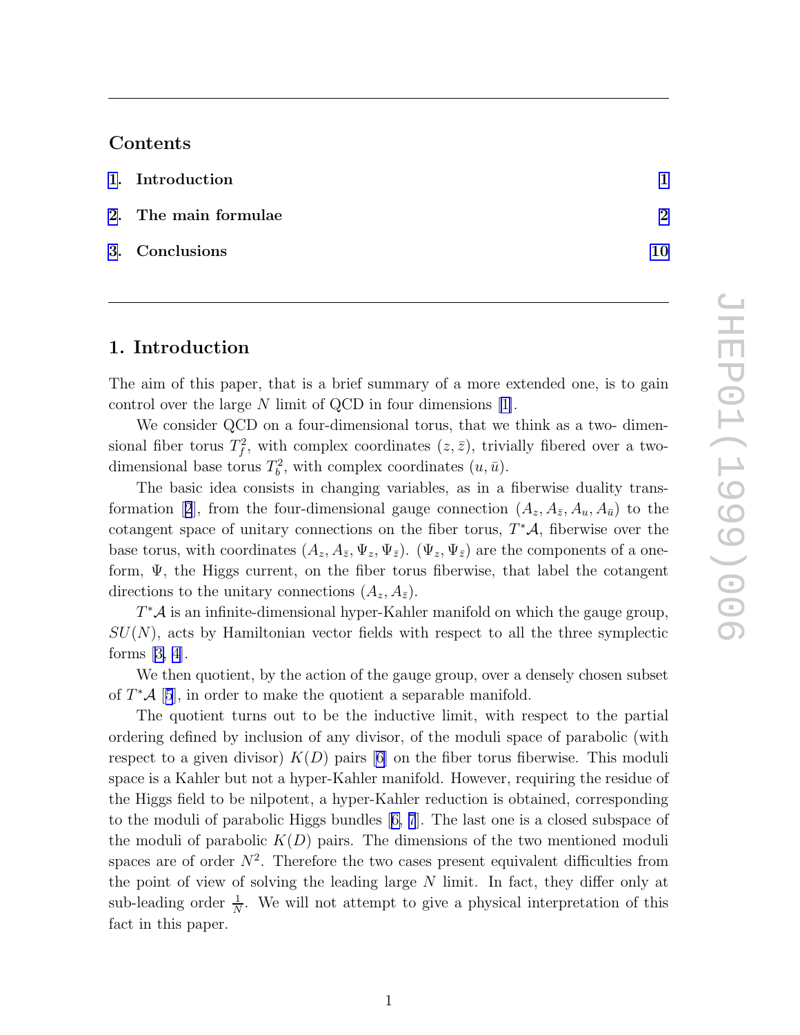## Contents

1. **Introduction** 1
2. **The main formulae** 2
3. **Conclusions** 10

## 1. Introduction

The aim of this paper, that is a brief summary of a more extended one, is to gain control over the large $N$ limit of QCD in four dimensions [1].

We consider QCD on a four-dimensional torus, that we think as a two- dimensional fiber torus $T_f^2$, with complex coordinates $(z, \bar{z})$, trivially fibered over a two-dimensional base torus $T_b^2$, with complex coordinates $(u, \bar{u})$.

The basic idea consists in changing variables, as in a fiberwise duality transformation [2], from the four-dimensional gauge connection $(A_z, A_{\bar{z}}, A_u, A_{\bar{u}})$ to the cotangent space of unitary connections on the fiber torus, $T^*\mathcal{A}$, fiberwise over the base torus, with coordinates $(A_z, A_{\bar{z}}, \Psi_z, \Psi_{\bar{z}})$. $(\Psi_z, \Psi_{\bar{z}})$ are the components of a one-form, $\Psi$, the Higgs current, on the fiber torus fiberwise, that label the cotangent directions to the unitary connections $(A_z, A_{\bar{z}})$.

$T^*\mathcal{A}$ is an infinite-dimensional hyper-Kahler manifold on which the gauge group, $SU(N)$, acts by Hamiltonian vector fields with respect to all the three symplectic forms [3, 4].

We then quotient, by the action of the gauge group, over a densely chosen subset of $T^*\mathcal{A}$ [5], in order to make the quotient a separable manifold.

The quotient turns out to be the inductive limit, with respect to the partial ordering defined by inclusion of any divisor, of the moduli space of parabolic (with respect to a given divisor) $K(D)$ pairs [6] on the fiber torus fiberwise. This moduli space is a Kahler but not a hyper-Kahler manifold. However, requiring the residue of the Higgs field to be nilpotent, a hyper-Kahler reduction is obtained, corresponding to the moduli of parabolic Higgs bundles [6, 7]. The last one is a closed subspace of the moduli of parabolic $K(D)$ pairs. The dimensions of the two mentioned moduli spaces are of order $N^2$. Therefore the two cases present equivalent difficulties from the point of view of solving the leading large $N$ limit. In fact, they differ only at sub-leading order $\frac{1}{N}$. We will not attempt to give a physical interpretation of this fact in this paper.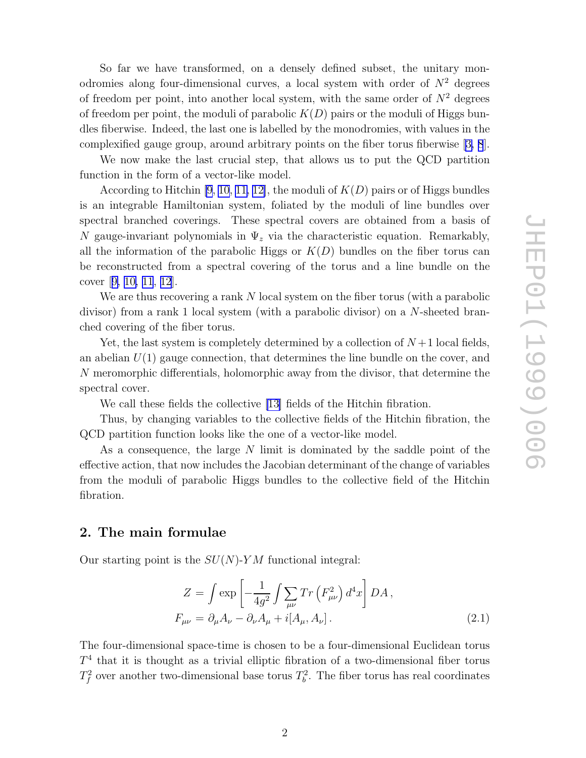So far we have transformed, on a densely defined subset, the unitary monodromies along four-dimensional curves, a local system with order of $N^2$ degrees of freedom per point, into another local system, with the same order of $N^2$ degrees of freedom per point, the moduli of parabolic $K(D)$ pairs or the moduli of Higgs bundles fiberwise. Indeed, the last one is labelled by the monodromies, with values in the complexified gauge group, around arbitrary points on the fiber torus fiberwise [3, 8].

We now make the last crucial step, that allows us to put the QCD partition function in the form of a vector-like model.

According to Hitchin [9, 10, 11, 12], the moduli of $K(D)$ pairs or of Higgs bundles is an integrable Hamiltonian system, foliated by the moduli of line bundles over spectral branched coverings. These spectral covers are obtained from a basis of $N$ gauge-invariant polynomials in $\Psi_z$ via the characteristic equation. Remarkably, all the information of the parabolic Higgs or $K(D)$ bundles on the fiber torus can be reconstructed from a spectral covering of the torus and a line bundle on the cover [9, 10, 11, 12].

We are thus recovering a rank $N$ local system on the fiber torus (with a parabolic divisor) from a rank 1 local system (with a parabolic divisor) on a $N$-sheeted branched covering of the fiber torus.

Yet, the last system is completely determined by a collection of $N+1$ local fields, an abelian $U(1)$ gauge connection, that determines the line bundle on the cover, and $N$ meromorphic differentials, holomorphic away from the divisor, that determine the spectral cover.

We call these fields the collective [13] fields of the Hitchin fibration.

Thus, by changing variables to the collective fields of the Hitchin fibration, the QCD partition function looks like the one of a vector-like model.

As a consequence, the large $N$ limit is dominated by the saddle point of the effective action, that now includes the Jacobian determinant of the change of variables from the moduli of parabolic Higgs bundles to the collective field of the Hitchin fibration.

## 2. The main formulae

Our starting point is the $SU(N)$-$YM$ functional integral:

$$
\begin{aligned}
Z &= \int \exp\left[-\frac{1}{4g^2}\int \sum_{\mu\nu} Tr\left(F_{\mu\nu}^2\right) d^4x\right] DA\,,\\
F_{\mu\nu} &= \partial_\mu A_\nu - \partial_\nu A_\mu + i[A_\mu, A_\nu]\,.
\end{aligned}
\tag{2.1}
$$

The four-dimensional space-time is chosen to be a four-dimensional Euclidean torus $T^4$ that it is thought as a trivial elliptic fibration of a two-dimensional fiber torus $T^2_f$ over another two-dimensional base torus $T^2_b$. The fiber torus has real coordinates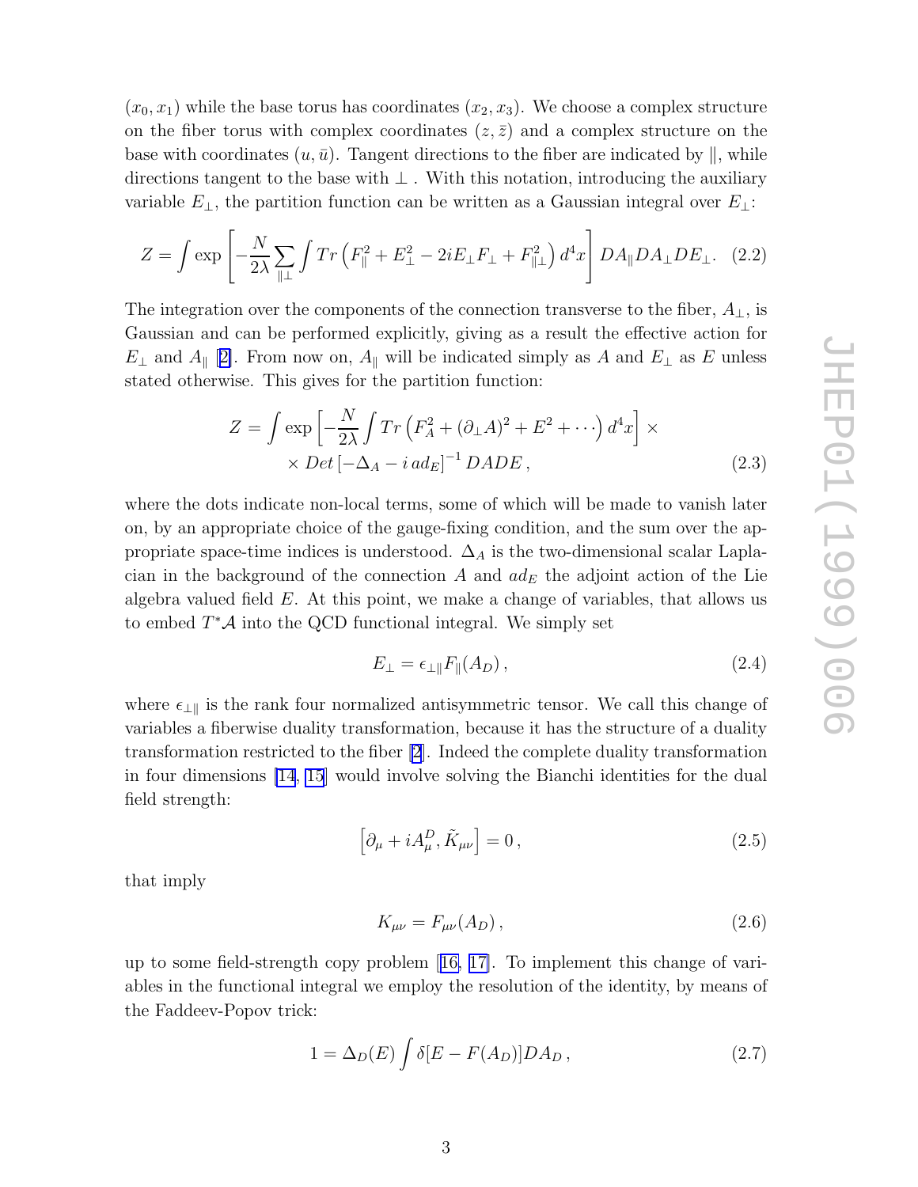$(x_0, x_1)$ while the base torus has coordinates $(x_2, x_3)$. We choose a complex structure on the fiber torus with complex coordinates $(z, \bar{z})$ and a complex structure on the base with coordinates $(u, \bar{u})$. Tangent directions to the fiber are indicated by $\|$, while directions tangent to the base with $\perp$ . With this notation, introducing the auxiliary variable $E_\perp$, the partition function can be written as a Gaussian integral over $E_\perp$:

$$Z = \int \exp\left[-\frac{N}{2\lambda}\sum_{\|\perp}\int Tr\left(F_\|^2 + E_\perp^2 - 2iE_\perp F_\perp + F_{\|\perp}^2\right)d^4x\right] DA_\| DA_\perp DE_\perp. \quad (2.2)$$

The integration over the components of the connection transverse to the fiber, $A_\perp$, is Gaussian and can be performed explicitly, giving as a result the effective action for $E_\perp$ and $A_\|$ [2]. From now on, $A_\|$ will be indicated simply as $A$ and $E_\perp$ as $E$ unless stated otherwise. This gives for the partition function:

$$Z = \int \exp\left[-\frac{N}{2\lambda}\int Tr\left(F_A^2 + (\partial_\perp A)^2 + E^2 + \cdots\right)d^4x\right] \times \\ \times Det\left[-\Delta_A - i\, ad_E\right]^{-1} DADE\,, \quad (2.3)$$

where the dots indicate non-local terms, some of which will be made to vanish later on, by an appropriate choice of the gauge-fixing condition, and the sum over the appropriate space-time indices is understood. $\Delta_A$ is the two-dimensional scalar Laplacian in the background of the connection $A$ and $ad_E$ the adjoint action of the Lie algebra valued field $E$. At this point, we make a change of variables, that allows us to embed $T^*\mathcal{A}$ into the QCD functional integral. We simply set

$$E_\perp = \epsilon_{\perp\|}F_\|(A_D)\,, \quad (2.4)$$

where $\epsilon_{\perp\|}$ is the rank four normalized antisymmetric tensor. We call this change of variables a fiberwise duality transformation, because it has the structure of a duality transformation restricted to the fiber [2]. Indeed the complete duality transformation in four dimensions [14, 15] would involve solving the Bianchi identities for the dual field strength:

$$\left[\partial_\mu + iA_\mu^D, \tilde{K}_{\mu\nu}\right] = 0\,, \quad (2.5)$$

that imply

$$K_{\mu\nu} = F_{\mu\nu}(A_D)\,, \quad (2.6)$$

up to some field-strength copy problem [16, 17]. To implement this change of variables in the functional integral we employ the resolution of the identity, by means of the Faddeev-Popov trick:

$$1 = \Delta_D(E)\int \delta[E - F(A_D)]DA_D\,, \quad (2.7)$$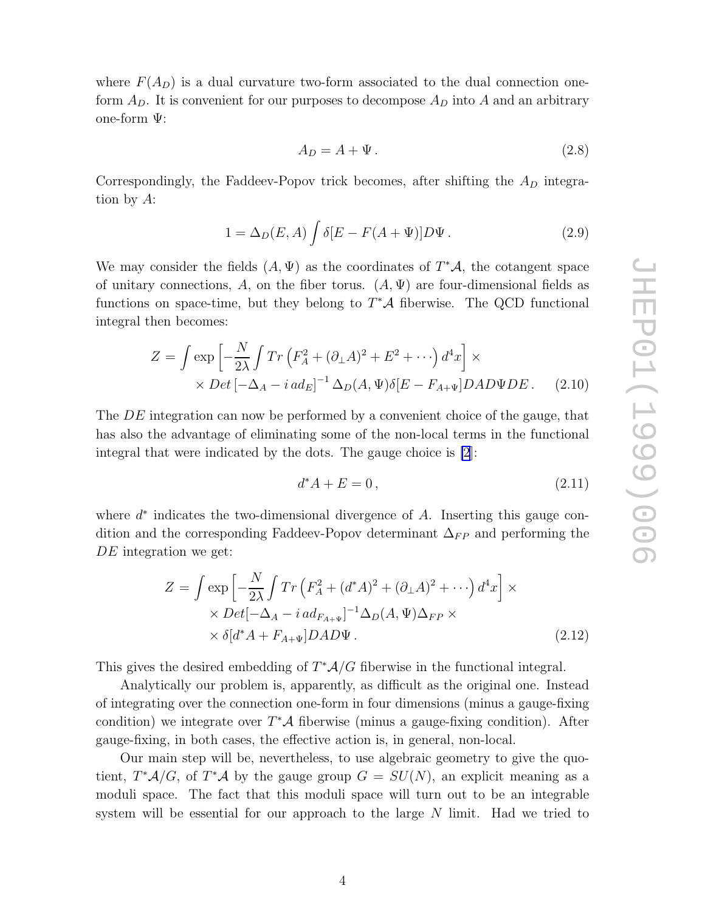where $F(A_D)$ is a dual curvature two-form associated to the dual connection one-form $A_D$. It is convenient for our purposes to decompose $A_D$ into $A$ and an arbitrary one-form $\Psi$:

$$A_D = A + \Psi \,. \tag{2.8}$$

Correspondingly, the Faddeev-Popov trick becomes, after shifting the $A_D$ integration by $A$:

$$1 = \Delta_D(E, A) \int \delta[E - F(A + \Psi)] D\Psi \,. \tag{2.9}$$

We may consider the fields $(A, \Psi)$ as the coordinates of $T^*\mathcal{A}$, the cotangent space of unitary connections, $A$, on the fiber torus. $(A, \Psi)$ are four-dimensional fields as functions on space-time, but they belong to $T^*\mathcal{A}$ fiberwise. The QCD functional integral then becomes:

$$\begin{aligned} Z = \int \exp\left[-\frac{N}{2\lambda}\int Tr\left(F_A^2 + (\partial_\perp A)^2 + E^2 + \cdots\right) d^4x\right] \times \\ \times \, Det\left[-\Delta_A - i\, ad_E\right]^{-1} \Delta_D(A, \Psi) \delta[E - F_{A+\Psi}] DAD\Psi DE \,. \end{aligned} \tag{2.10}$$

The $DE$ integration can now be performed by a convenient choice of the gauge, that has also the advantage of eliminating some of the non-local terms in the functional integral that were indicated by the dots. The gauge choice is [2]:

$$d^*A + E = 0 \,, \tag{2.11}$$

where $d^*$ indicates the two-dimensional divergence of $A$. Inserting this gauge condition and the corresponding Faddeev-Popov determinant $\Delta_{FP}$ and performing the $DE$ integration we get:

$$\begin{aligned} Z = \int \exp\left[-\frac{N}{2\lambda}\int Tr\left(F_A^2 + (d^*A)^2 + (\partial_\perp A)^2 + \cdots\right) d^4x\right] \times \\ \times \, Det[-\Delta_A - i\, ad_{F_{A+\Psi}}]^{-1} \Delta_D(A, \Psi) \Delta_{FP} \times \\ \times \, \delta[d^*A + F_{A+\Psi}] DAD\Psi \,. \end{aligned} \tag{2.12}$$

This gives the desired embedding of $T^*\mathcal{A}/G$ fiberwise in the functional integral.

Analytically our problem is, apparently, as difficult as the original one. Instead of integrating over the connection one-form in four dimensions (minus a gauge-fixing condition) we integrate over $T^*\mathcal{A}$ fiberwise (minus a gauge-fixing condition). After gauge-fixing, in both cases, the effective action is, in general, non-local.

Our main step will be, nevertheless, to use algebraic geometry to give the quotient, $T^*\mathcal{A}/G$, of $T^*\mathcal{A}$ by the gauge group $G = SU(N)$, an explicit meaning as a moduli space. The fact that this moduli space will turn out to be an integrable system will be essential for our approach to the large $N$ limit. Had we tried to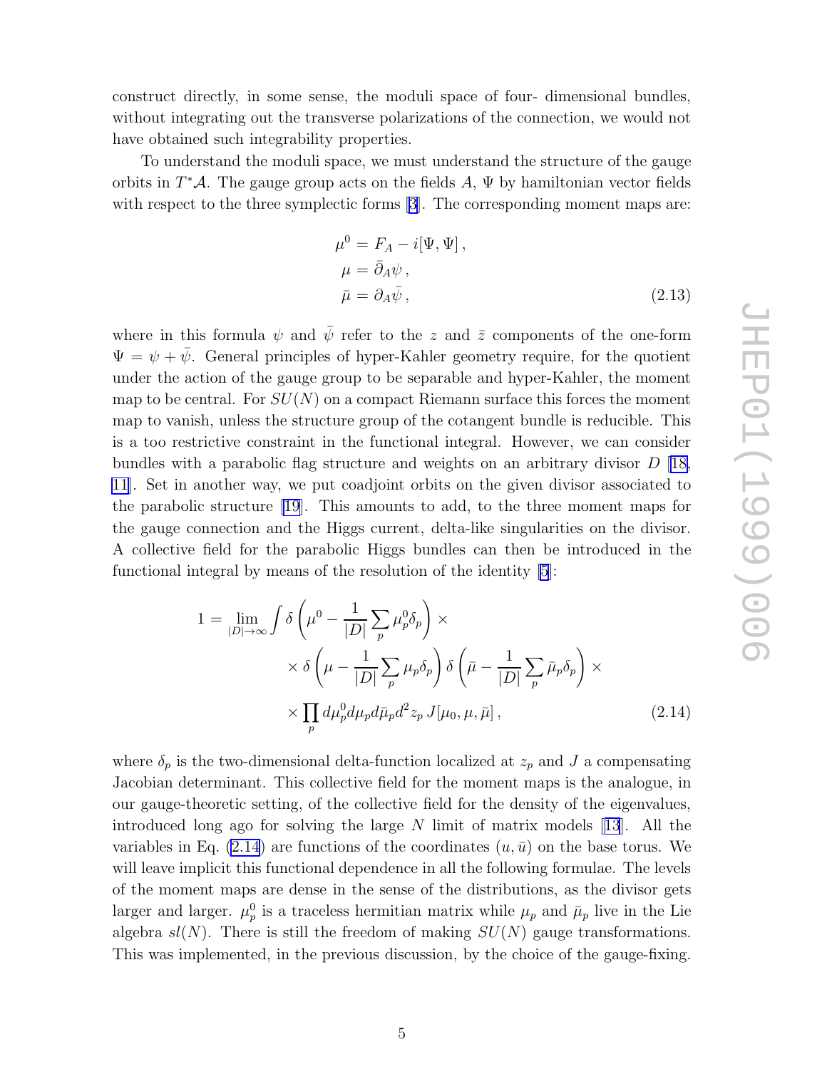construct directly, in some sense, the moduli space of four- dimensional bundles, without integrating out the transverse polarizations of the connection, we would not have obtained such integrability properties.

To understand the moduli space, we must understand the structure of the gauge orbits in $T^*\mathcal{A}$. The gauge group acts on the fields $A$, $\Psi$ by hamiltonian vector fields with respect to the three symplectic forms [3]. The corresponding moment maps are:

$$
\begin{aligned}
\mu^0 &= F_A - i[\Psi, \Psi]\,, \\
\mu &= \bar{\partial}_A \psi\,, \\
\bar{\mu} &= \partial_A \bar{\psi}\,,
\end{aligned}
\tag{2.13}
$$

where in this formula $\psi$ and $\bar{\psi}$ refer to the $z$ and $\bar{z}$ components of the one-form $\Psi = \psi + \bar{\psi}$. General principles of hyper-Kahler geometry require, for the quotient under the action of the gauge group to be separable and hyper-Kahler, the moment map to be central. For $SU(N)$ on a compact Riemann surface this forces the moment map to vanish, unless the structure group of the cotangent bundle is reducible. This is a too restrictive constraint in the functional integral. However, we can consider bundles with a parabolic flag structure and weights on an arbitrary divisor $D$ [18, 11]. Set in another way, we put coadjoint orbits on the given divisor associated to the parabolic structure [19]. This amounts to add, to the three moment maps for the gauge connection and the Higgs current, delta-like singularities on the divisor. A collective field for the parabolic Higgs bundles can then be introduced in the functional integral by means of the resolution of the identity [5]:

$$
\begin{aligned}
1 = \lim_{|D| \to \infty} \int & \delta\left(\mu^0 - \frac{1}{|D|}\sum_p \mu_p^0 \delta_p\right) \times \\
& \times \delta\left(\mu - \frac{1}{|D|}\sum_p \mu_p \delta_p\right) \delta\left(\bar{\mu} - \frac{1}{|D|}\sum_p \bar{\mu}_p \delta_p\right) \times \\
& \times \prod_p d\mu_p^0 d\mu_p d\bar{\mu}_p d^2 z_p \, J[\mu_0, \mu, \bar{\mu}]\,,
\end{aligned}
\tag{2.14}
$$

where $\delta_p$ is the two-dimensional delta-function localized at $z_p$ and $J$ a compensating Jacobian determinant. This collective field for the moment maps is the analogue, in our gauge-theoretic setting, of the collective field for the density of the eigenvalues, introduced long ago for solving the large $N$ limit of matrix models [13]. All the variables in Eq. (2.14) are functions of the coordinates $(u, \bar{u})$ on the base torus. We will leave implicit this functional dependence in all the following formulae. The levels of the moment maps are dense in the sense of the distributions, as the divisor gets larger and larger. $\mu_p^0$ is a traceless hermitian matrix while $\mu_p$ and $\bar{\mu}_p$ live in the Lie algebra $sl(N)$. There is still the freedom of making $SU(N)$ gauge transformations. This was implemented, in the previous discussion, by the choice of the gauge-fixing.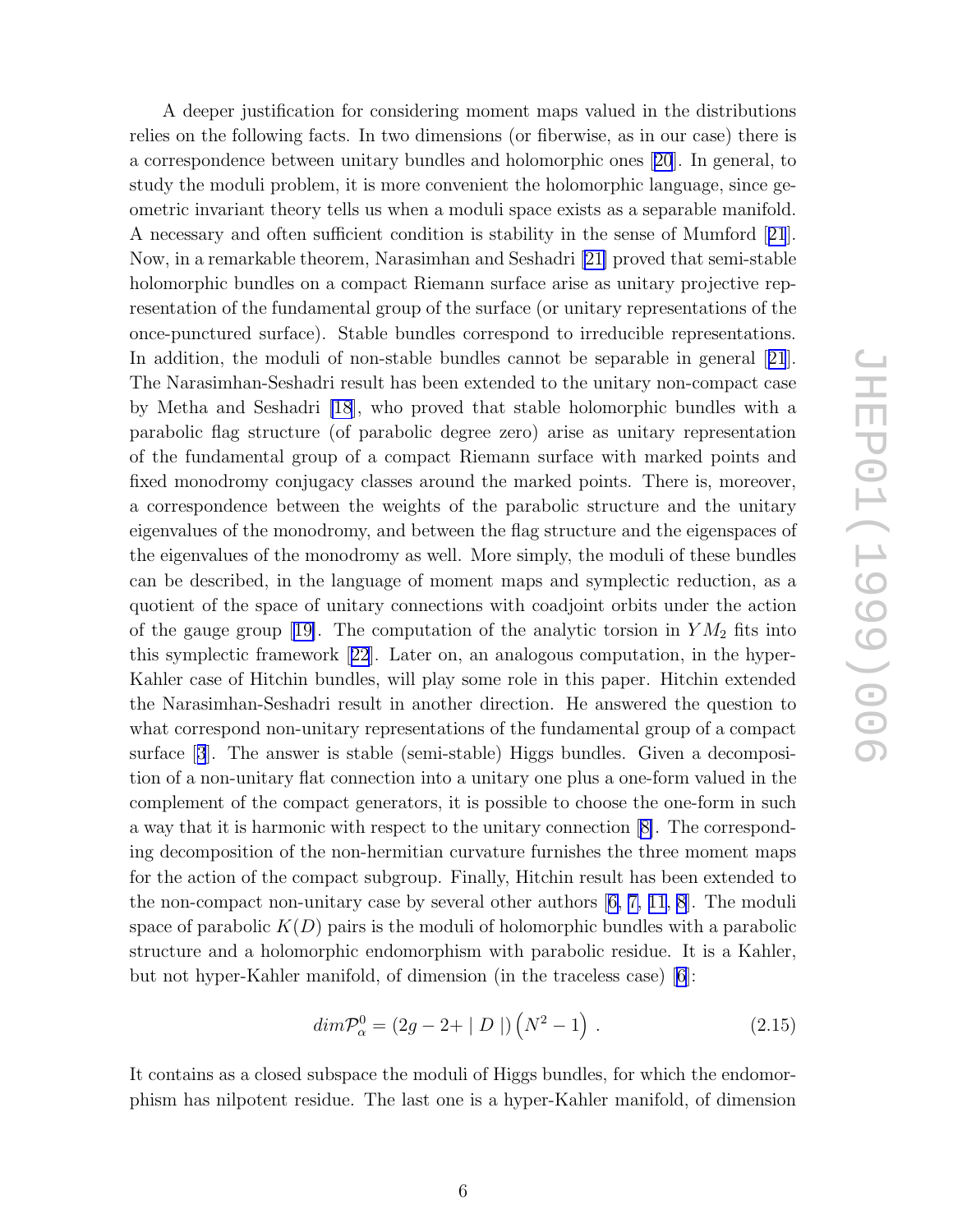A deeper justification for considering moment maps valued in the distributions relies on the following facts. In two dimensions (or fiberwise, as in our case) there is a correspondence between unitary bundles and holomorphic ones [20]. In general, to study the moduli problem, it is more convenient the holomorphic language, since geometric invariant theory tells us when a moduli space exists as a separable manifold. A necessary and often sufficient condition is stability in the sense of Mumford [21]. Now, in a remarkable theorem, Narasimhan and Seshadri [21] proved that semi-stable holomorphic bundles on a compact Riemann surface arise as unitary projective representation of the fundamental group of the surface (or unitary representations of the once-punctured surface). Stable bundles correspond to irreducible representations. In addition, the moduli of non-stable bundles cannot be separable in general [21]. The Narasimhan-Seshadri result has been extended to the unitary non-compact case by Metha and Seshadri [18], who proved that stable holomorphic bundles with a parabolic flag structure (of parabolic degree zero) arise as unitary representation of the fundamental group of a compact Riemann surface with marked points and fixed monodromy conjugacy classes around the marked points. There is, moreover, a correspondence between the weights of the parabolic structure and the unitary eigenvalues of the monodromy, and between the flag structure and the eigenspaces of the eigenvalues of the monodromy as well. More simply, the moduli of these bundles can be described, in the language of moment maps and symplectic reduction, as a quotient of the space of unitary connections with coadjoint orbits under the action of the gauge group [19]. The computation of the analytic torsion in $YM_2$ fits into this symplectic framework [22]. Later on, an analogous computation, in the hyper-Kahler case of Hitchin bundles, will play some role in this paper. Hitchin extended the Narasimhan-Seshadri result in another direction. He answered the question to what correspond non-unitary representations of the fundamental group of a compact surface [3]. The answer is stable (semi-stable) Higgs bundles. Given a decomposition of a non-unitary flat connection into a unitary one plus a one-form valued in the complement of the compact generators, it is possible to choose the one-form in such a way that it is harmonic with respect to the unitary connection [8]. The corresponding decomposition of the non-hermitian curvature furnishes the three moment maps for the action of the compact subgroup. Finally, Hitchin result has been extended to the non-compact non-unitary case by several other authors [6, 7, 11, 8]. The moduli space of parabolic $K(D)$ pairs is the moduli of holomorphic bundles with a parabolic structure and a holomorphic endomorphism with parabolic residue. It is a Kahler, but not hyper-Kahler manifold, of dimension (in the traceless case) [6]:

$$dim \mathcal{P}^0_\alpha = (2g - 2 + \mid D \mid) \left(N^2 - 1\right) . \tag{2.15}$$

It contains as a closed subspace the moduli of Higgs bundles, for which the endomorphism has nilpotent residue. The last one is a hyper-Kahler manifold, of dimension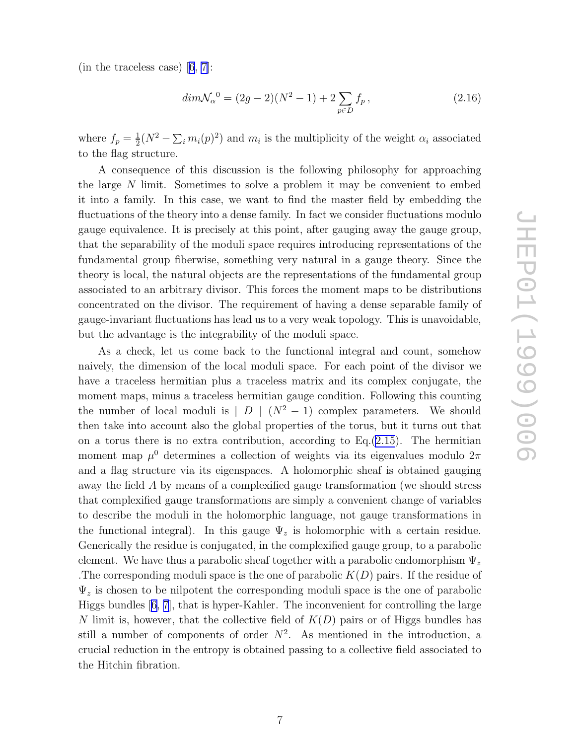(in the traceless case) [6, 7]:

$$dim\mathcal{N}_{\alpha}{}^{0} = (2g-2)(N^2-1) + 2\sum_{p \in D} f_p \,, \tag{2.16}$$

where $f_p = \frac{1}{2}(N^2 - \sum_i m_i(p)^2)$ and $m_i$ is the multiplicity of the weight $\alpha_i$ associated to the flag structure.

A consequence of this discussion is the following philosophy for approaching the large $N$ limit. Sometimes to solve a problem it may be convenient to embed it into a family. In this case, we want to find the master field by embedding the fluctuations of the theory into a dense family. In fact we consider fluctuations modulo gauge equivalence. It is precisely at this point, after gauging away the gauge group, that the separability of the moduli space requires introducing representations of the fundamental group fiberwise, something very natural in a gauge theory. Since the theory is local, the natural objects are the representations of the fundamental group associated to an arbitrary divisor. This forces the moment maps to be distributions concentrated on the divisor. The requirement of having a dense separable family of gauge-invariant fluctuations has lead us to a very weak topology. This is unavoidable, but the advantage is the integrability of the moduli space.

As a check, let us come back to the functional integral and count, somehow naively, the dimension of the local moduli space. For each point of the divisor we have a traceless hermitian plus a traceless matrix and its complex conjugate, the moment maps, minus a traceless hermitian gauge condition. Following this counting the number of local moduli is $\mid D \mid (N^2-1)$ complex parameters. We should then take into account also the global properties of the torus, but it turns out that on a torus there is no extra contribution, according to Eq.(2.15). The hermitian moment map $\mu^0$ determines a collection of weights via its eigenvalues modulo $2\pi$ and a flag structure via its eigenspaces. A holomorphic sheaf is obtained gauging away the field $A$ by means of a complexified gauge transformation (we should stress that complexified gauge transformations are simply a convenient change of variables to describe the moduli in the holomorphic language, not gauge transformations in the functional integral). In this gauge $\Psi_z$ is holomorphic with a certain residue. Generically the residue is conjugated, in the complexified gauge group, to a parabolic element. We have thus a parabolic sheaf together with a parabolic endomorphism $\Psi_z$ .The corresponding moduli space is the one of parabolic $K(D)$ pairs. If the residue of $\Psi_z$ is chosen to be nilpotent the corresponding moduli space is the one of parabolic Higgs bundles [6, 7], that is hyper-Kahler. The inconvenient for controlling the large $N$ limit is, however, that the collective field of $K(D)$ pairs or of Higgs bundles has still a number of components of order $N^2$. As mentioned in the introduction, a crucial reduction in the entropy is obtained passing to a collective field associated to the Hitchin fibration.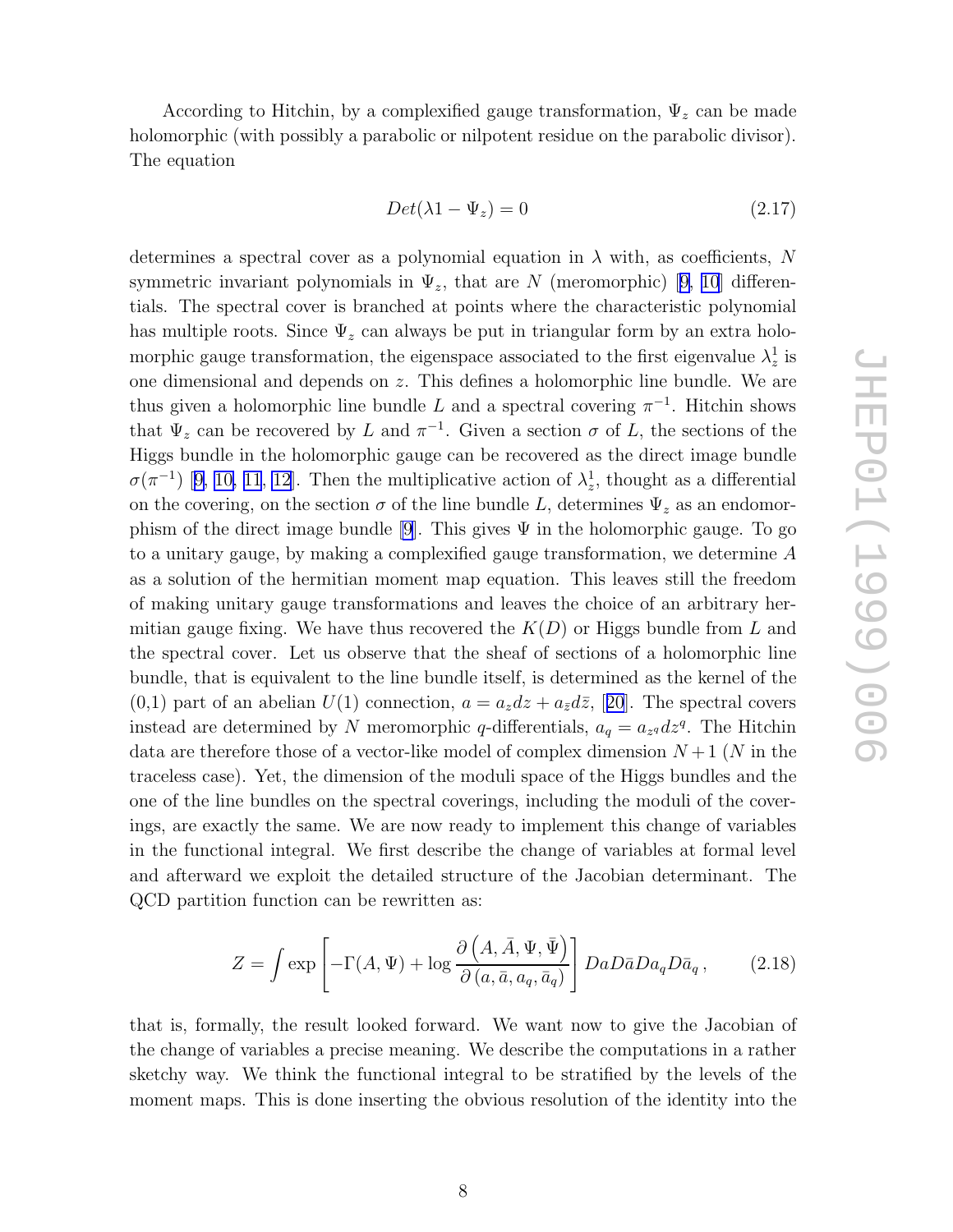According to Hitchin, by a complexified gauge transformation, $\Psi_z$ can be made holomorphic (with possibly a parabolic or nilpotent residue on the parabolic divisor). The equation

$$Det(\lambda 1 - \Psi_z) = 0 \tag{2.17}$$

determines a spectral cover as a polynomial equation in $\lambda$ with, as coefficients, $N$ symmetric invariant polynomials in $\Psi_z$, that are $N$ (meromorphic) [9, 10] differentials. The spectral cover is branched at points where the characteristic polynomial has multiple roots. Since $\Psi_z$ can always be put in triangular form by an extra holomorphic gauge transformation, the eigenspace associated to the first eigenvalue $\lambda_z^1$ is one dimensional and depends on $z$. This defines a holomorphic line bundle. We are thus given a holomorphic line bundle $L$ and a spectral covering $\pi^{-1}$. Hitchin shows that $\Psi_z$ can be recovered by $L$ and $\pi^{-1}$. Given a section $\sigma$ of $L$, the sections of the Higgs bundle in the holomorphic gauge can be recovered as the direct image bundle $\sigma(\pi^{-1})$ [9, 10, 11, 12]. Then the multiplicative action of $\lambda_z^1$, thought as a differential on the covering, on the section $\sigma$ of the line bundle $L$, determines $\Psi_z$ as an endomorphism of the direct image bundle [9]. This gives $\Psi$ in the holomorphic gauge. To go to a unitary gauge, by making a complexified gauge transformation, we determine $A$ as a solution of the hermitian moment map equation. This leaves still the freedom of making unitary gauge transformations and leaves the choice of an arbitrary hermitian gauge fixing. We have thus recovered the $K(D)$ or Higgs bundle from $L$ and the spectral cover. Let us observe that the sheaf of sections of a holomorphic line bundle, that is equivalent to the line bundle itself, is determined as the kernel of the (0,1) part of an abelian $U(1)$ connection, $a = a_z dz + a_{\bar{z}} d\bar{z}$, [20]. The spectral covers instead are determined by $N$ meromorphic $q$-differentials, $a_q = a_{z^q} dz^q$. The Hitchin data are therefore those of a vector-like model of complex dimension $N+1$ ($N$ in the traceless case). Yet, the dimension of the moduli space of the Higgs bundles and the one of the line bundles on the spectral coverings, including the moduli of the coverings, are exactly the same. We are now ready to implement this change of variables in the functional integral. We first describe the change of variables at formal level and afterward we exploit the detailed structure of the Jacobian determinant. The QCD partition function can be rewritten as:

$$Z = \int \exp\left[ -\Gamma(A, \Psi) + \log \frac{\partial \left(A, \bar{A}, \Psi, \bar{\Psi}\right)}{\partial \left(a, \bar{a}, a_q, \bar{a}_q\right)} \right] Da D\bar{a} Da_q D\bar{a}_q \,, \tag{2.18}$$

that is, formally, the result looked forward. We want now to give the Jacobian of the change of variables a precise meaning. We describe the computations in a rather sketchy way. We think the functional integral to be stratified by the levels of the moment maps. This is done inserting the obvious resolution of the identity into the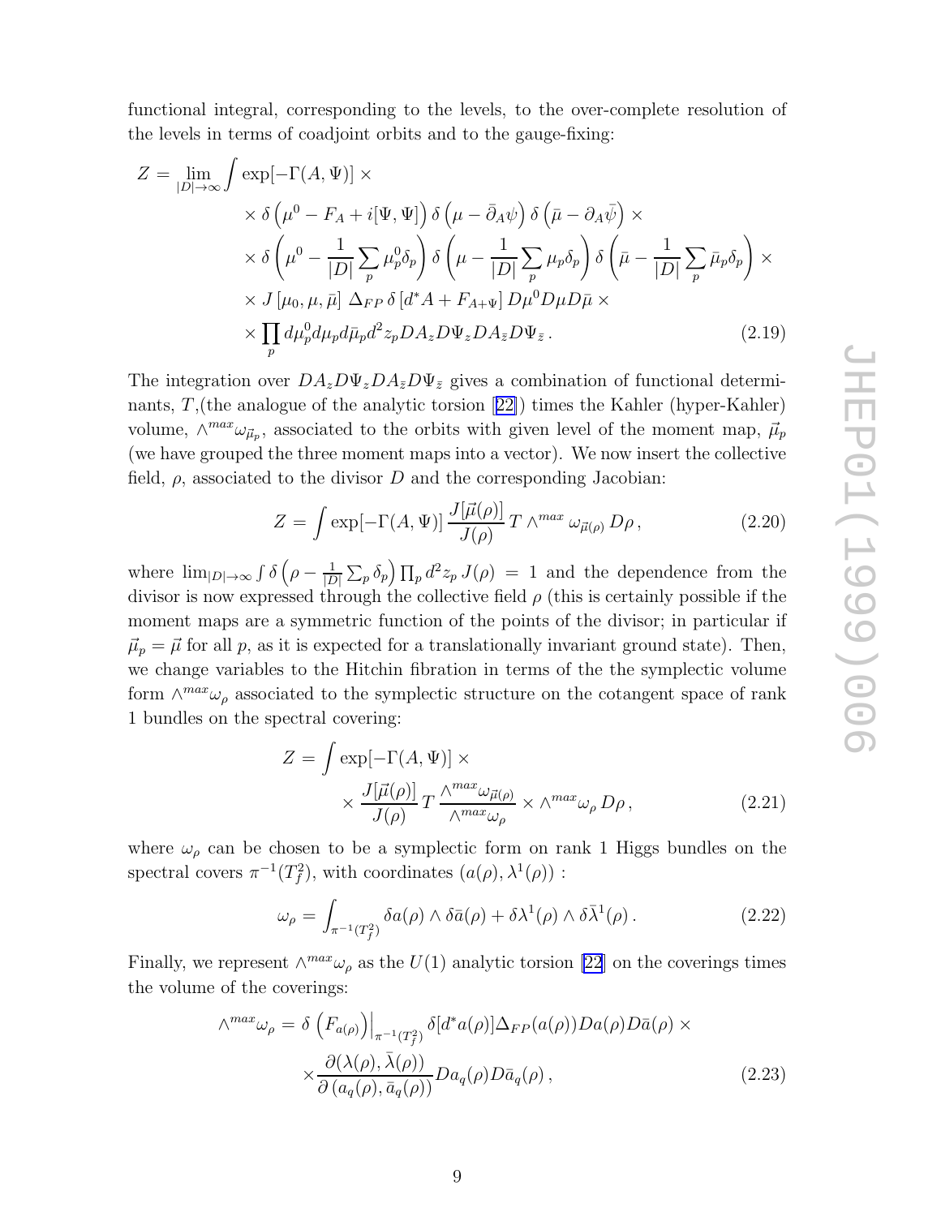functional integral, corresponding to the levels, to the over-complete resolution of the levels in terms of coadjoint orbits and to the gauge-fixing:

$$
\begin{aligned}
Z = \lim_{|D|\to\infty} \int & \exp[-\Gamma(A,\Psi)] \times \\
& \times \delta\left(\mu^0 - F_A + i[\Psi,\Psi]\right) \delta\left(\mu - \bar{\partial}_A \psi\right) \delta\left(\bar{\mu} - \partial_A \bar{\psi}\right) \times \\
& \times \delta\left(\mu^0 - \frac{1}{|D|}\sum_p \mu_p^0 \delta_p\right) \delta\left(\mu - \frac{1}{|D|}\sum_p \mu_p \delta_p\right) \delta\left(\bar{\mu} - \frac{1}{|D|}\sum_p \bar{\mu}_p \delta_p\right) \times \\
& \times J\left[\mu_0, \mu, \bar{\mu}\right] \, \Delta_{FP} \, \delta\left[d^* A + F_{A+\Psi}\right] D\mu^0 D\mu D\bar{\mu} \times \\
& \times \prod_p d\mu_p^0 d\mu_p d\bar{\mu}_p d^2 z_p DA_z D\Psi_z DA_{\bar{z}} D\Psi_{\bar{z}} \,.
\end{aligned}
\tag{2.19}
$$

The integration over $DA_z D\Psi_z DA_{\bar{z}} D\Psi_{\bar{z}}$ gives a combination of functional determinants, $T$,(the analogue of the analytic torsion [22]) times the Kahler (hyper-Kahler) volume, $\wedge^{max}\omega_{\vec{\mu}_p}$, associated to the orbits with given level of the moment map, $\vec{\mu}_p$ (we have grouped the three moment maps into a vector). We now insert the collective field, $\rho$, associated to the divisor $D$ and the corresponding Jacobian:

$$
Z = \int \exp[-\Gamma(A,\Psi)] \, \frac{J[\vec{\mu}(\rho)]}{J(\rho)} \, T \wedge^{max} \omega_{\vec{\mu}(\rho)} \, D\rho \,,
\tag{2.20}
$$

where $\lim_{|D|\to\infty} \int \delta\left(\rho - \frac{1}{|D|}\sum_p \delta_p\right) \prod_p d^2 z_p \, J(\rho) = 1$ and the dependence from the divisor is now expressed through the collective field $\rho$ (this is certainly possible if the moment maps are a symmetric function of the points of the divisor; in particular if $\vec{\mu}_p = \vec{\mu}$ for all $p$, as it is expected for a translationally invariant ground state). Then, we change variables to the Hitchin fibration in terms of the the symplectic volume form $\wedge^{max}\omega_\rho$ associated to the symplectic structure on the cotangent space of rank 1 bundles on the spectral covering:

$$
\begin{aligned}
Z = \int & \exp[-\Gamma(A,\Psi)] \times \\
& \times \frac{J[\vec{\mu}(\rho)]}{J(\rho)} \, T \, \frac{\wedge^{max}\omega_{\vec{\mu}(\rho)}}{\wedge^{max}\omega_\rho} \times \wedge^{max}\omega_\rho \, D\rho \,,
\end{aligned}
\tag{2.21}
$$

where $\omega_\rho$ can be chosen to be a symplectic form on rank 1 Higgs bundles on the spectral covers $\pi^{-1}(T_f^2)$, with coordinates $(a(\rho), \lambda^1(\rho))$ :

$$
\omega_\rho = \int_{\pi^{-1}(T_f^2)} \delta a(\rho) \wedge \delta \bar{a}(\rho) + \delta\lambda^1(\rho) \wedge \delta\bar{\lambda}^1(\rho) \,.
\tag{2.22}
$$

Finally, we represent $\wedge^{max}\omega_\rho$ as the $U(1)$ analytic torsion [22] on the coverings times the volume of the coverings:

$$
\begin{aligned}
\wedge^{max}\omega_\rho = \delta\left(F_{a(\rho)}\right)\Big|_{\pi^{-1}(T_f^2)} & \delta[d^* a(\rho)] \Delta_{FP}(a(\rho)) Da(\rho) D\bar{a}(\rho) \times \\
& \times \frac{\partial(\lambda(\rho), \bar{\lambda}(\rho))}{\partial\left(a_q(\rho), \bar{a}_q(\rho)\right)} Da_q(\rho) D\bar{a}_q(\rho) \,,
\end{aligned}
\tag{2.23}
$$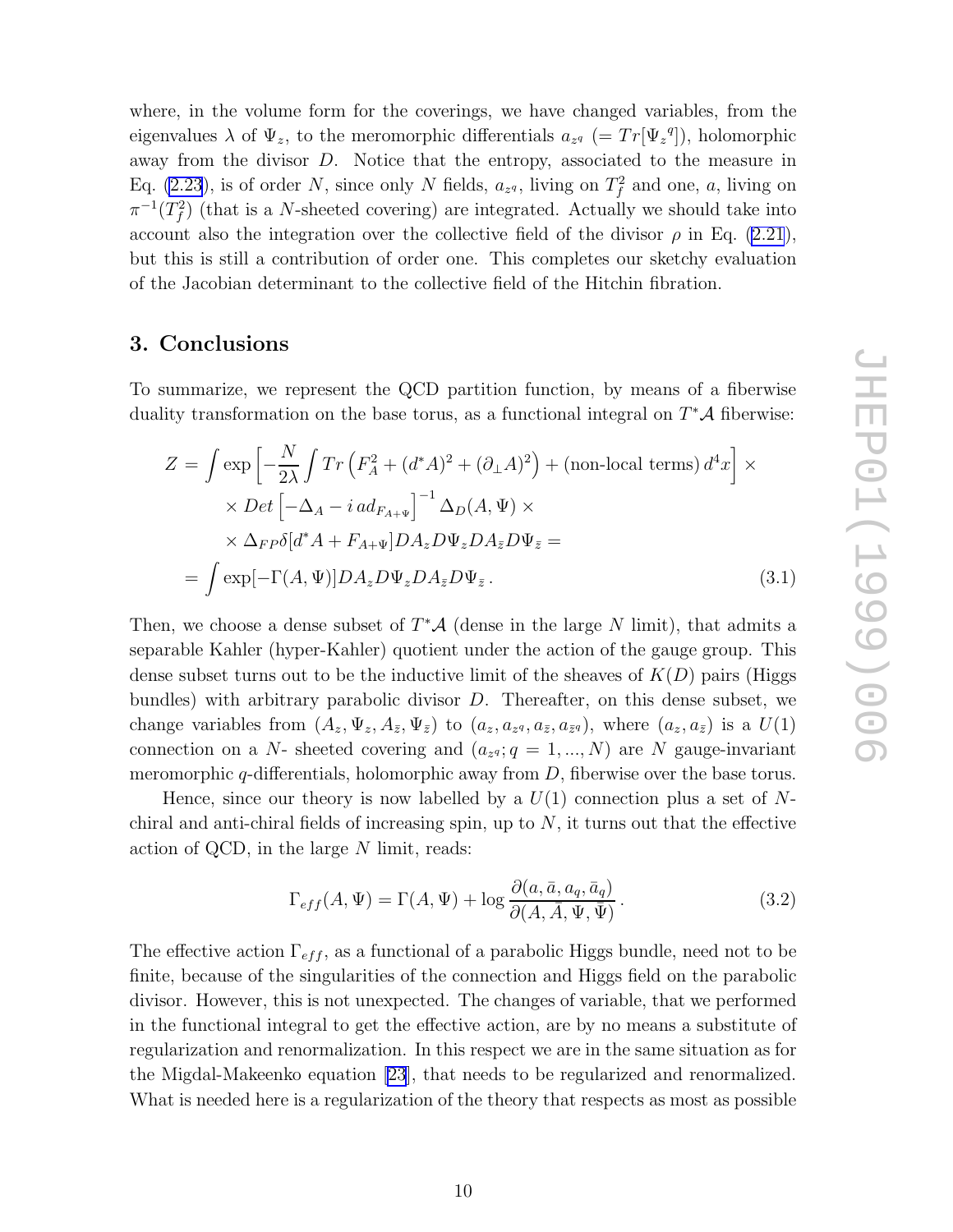where, in the volume form for the coverings, we have changed variables, from the eigenvalues $\lambda$ of $\Psi_z$, to the meromorphic differentials $a_{z^q}$ $(= Tr[\Psi_z{}^q])$, holomorphic away from the divisor $D$. Notice that the entropy, associated to the measure in Eq. (2.23), is of order $N$, since only $N$ fields, $a_{z^q}$, living on $T^2_f$ and one, $a$, living on $\pi^{-1}(T^2_f)$ (that is a $N$-sheeted covering) are integrated. Actually we should take into account also the integration over the collective field of the divisor $\rho$ in Eq. (2.21), but this is still a contribution of order one. This completes our sketchy evaluation of the Jacobian determinant to the collective field of the Hitchin fibration.

## 3. Conclusions

To summarize, we represent the QCD partition function, by means of a fiberwise duality transformation on the base torus, as a functional integral on $T^*\mathcal{A}$ fiberwise:

$$
\begin{aligned}
Z = &\int \exp\left[-\frac{N}{2\lambda}\int Tr\left(F_A^2 + (d^*A)^2 + (\partial_\perp A)^2\right) + \text{(non-local terms)}\, d^4x\right] \times \\
&\times Det\left[-\Delta_A - i\, ad_{F_{A+\Psi}}\right]^{-1} \Delta_D(A,\Psi) \times \\
&\times \Delta_{FP}\delta[d^*A + F_{A+\Psi}] DA_z D\Psi_z DA_{\bar{z}} D\Psi_{\bar{z}} = \\
= &\int \exp[-\Gamma(A,\Psi)] DA_z D\Psi_z DA_{\bar{z}} D\Psi_{\bar{z}}\,.
\end{aligned}
\tag{3.1}
$$

Then, we choose a dense subset of $T^*\mathcal{A}$ (dense in the large $N$ limit), that admits a separable Kahler (hyper-Kahler) quotient under the action of the gauge group. This dense subset turns out to be the inductive limit of the sheaves of $K(D)$ pairs (Higgs bundles) with arbitrary parabolic divisor $D$. Thereafter, on this dense subset, we change variables from $(A_z, \Psi_z, A_{\bar{z}}, \Psi_{\bar{z}})$ to $(a_z, a_{z^q}, a_{\bar{z}}, a_{\bar{z}^q})$, where $(a_z, a_{\bar{z}})$ is a $U(1)$ connection on a $N$- sheeted covering and $(a_{z^q}; q = 1, ..., N)$ are $N$ gauge-invariant meromorphic $q$-differentials, holomorphic away from $D$, fiberwise over the base torus.

Hence, since our theory is now labelled by a $U(1)$ connection plus a set of $N$-chiral and anti-chiral fields of increasing spin, up to $N$, it turns out that the effective action of QCD, in the large $N$ limit, reads:

$$
\Gamma_{eff}(A,\Psi) = \Gamma(A,\Psi) + \log\frac{\partial(a,\bar{a},a_q,\bar{a}_q)}{\partial(A,\bar{A},\Psi,\bar{\Psi})}\,.
\tag{3.2}
$$

The effective action $\Gamma_{eff}$, as a functional of a parabolic Higgs bundle, need not to be finite, because of the singularities of the connection and Higgs field on the parabolic divisor. However, this is not unexpected. The changes of variable, that we performed in the functional integral to get the effective action, are by no means a substitute of regularization and renormalization. In this respect we are in the same situation as for the Migdal-Makeenko equation [23], that needs to be regularized and renormalized. What is needed here is a regularization of the theory that respects as most as possible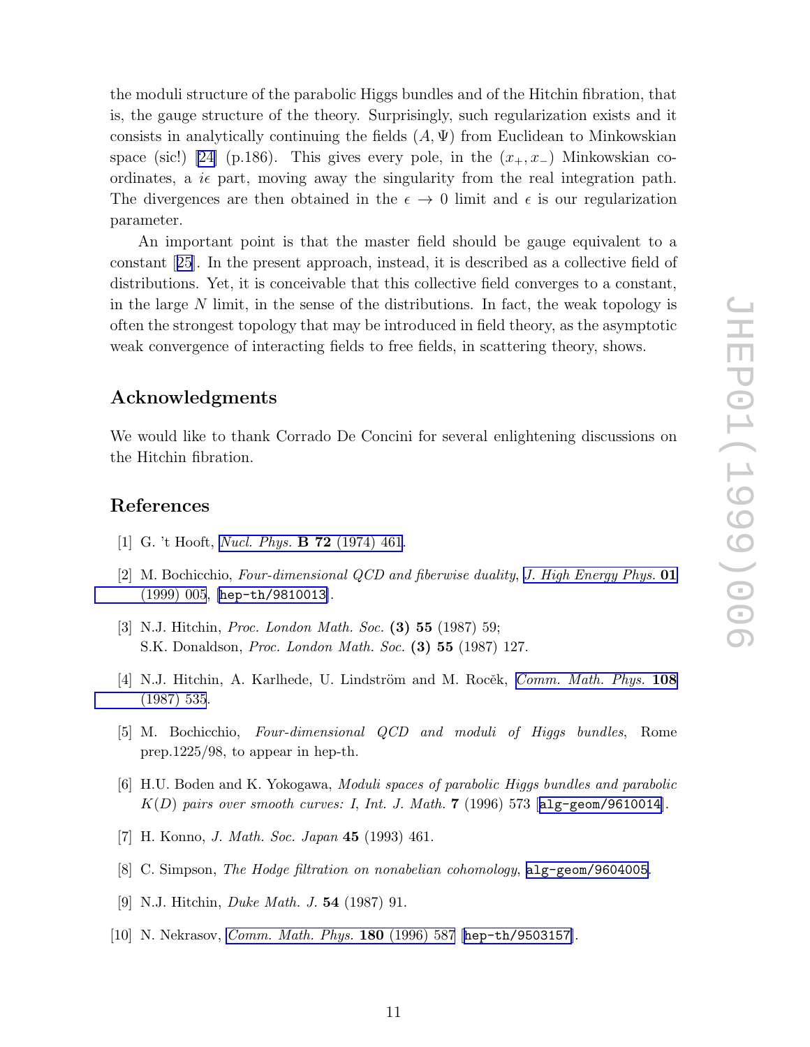the moduli structure of the parabolic Higgs bundles and of the Hitchin fibration, that is, the gauge structure of the theory. Surprisingly, such regularization exists and it consists in analytically continuing the fields $(A, \Psi)$ from Euclidean to Minkowskian space (sic!) [24] (p.186). This gives every pole, in the $(x_+, x_-)$ Minkowskian coordinates, a $i\epsilon$ part, moving away the singularity from the real integration path. The divergences are then obtained in the $\epsilon \to 0$ limit and $\epsilon$ is our regularization parameter.

An important point is that the master field should be gauge equivalent to a constant [25]. In the present approach, instead, it is described as a collective field of distributions. Yet, it is conceivable that this collective field converges to a constant, in the large $N$ limit, in the sense of the distributions. In fact, the weak topology is often the strongest topology that may be introduced in field theory, as the asymptotic weak convergence of interacting fields to free fields, in scattering theory, shows.

## Acknowledgments

We would like to thank Corrado De Concini for several enlightening discussions on the Hitchin fibration.

## References

[1] G. 't Hooft, *Nucl. Phys.* **B 72** (1974) 461.

[2] M. Bochicchio, *Four-dimensional QCD and fiberwise duality*, *J. High Energy Phys.* **01** (1999) 005, [hep-th/9810013].

[3] N.J. Hitchin, *Proc. London Math. Soc.* **(3) 55** (1987) 59;
S.K. Donaldson, *Proc. London Math. Soc.* **(3) 55** (1987) 127.

[4] N.J. Hitchin, A. Karlhede, U. Lindström and M. Roček, *Comm. Math. Phys.* **108** (1987) 535.

[5] M. Bochicchio, *Four-dimensional QCD and moduli of Higgs bundles*, Rome prep.1225/98, to appear in hep-th.

[6] H.U. Boden and K. Yokogawa, *Moduli spaces of parabolic Higgs bundles and parabolic $K(D)$ pairs over smooth curves: I*, *Int. J. Math.* **7** (1996) 573 [alg-geom/9610014].

[7] H. Konno, *J. Math. Soc. Japan* **45** (1993) 461.

[8] C. Simpson, *The Hodge filtration on nonabelian cohomology*, alg-geom/9604005.

[9] N.J. Hitchin, *Duke Math. J.* **54** (1987) 91.

[10] N. Nekrasov, *Comm. Math. Phys.* **180** (1996) 587 [hep-th/9503157].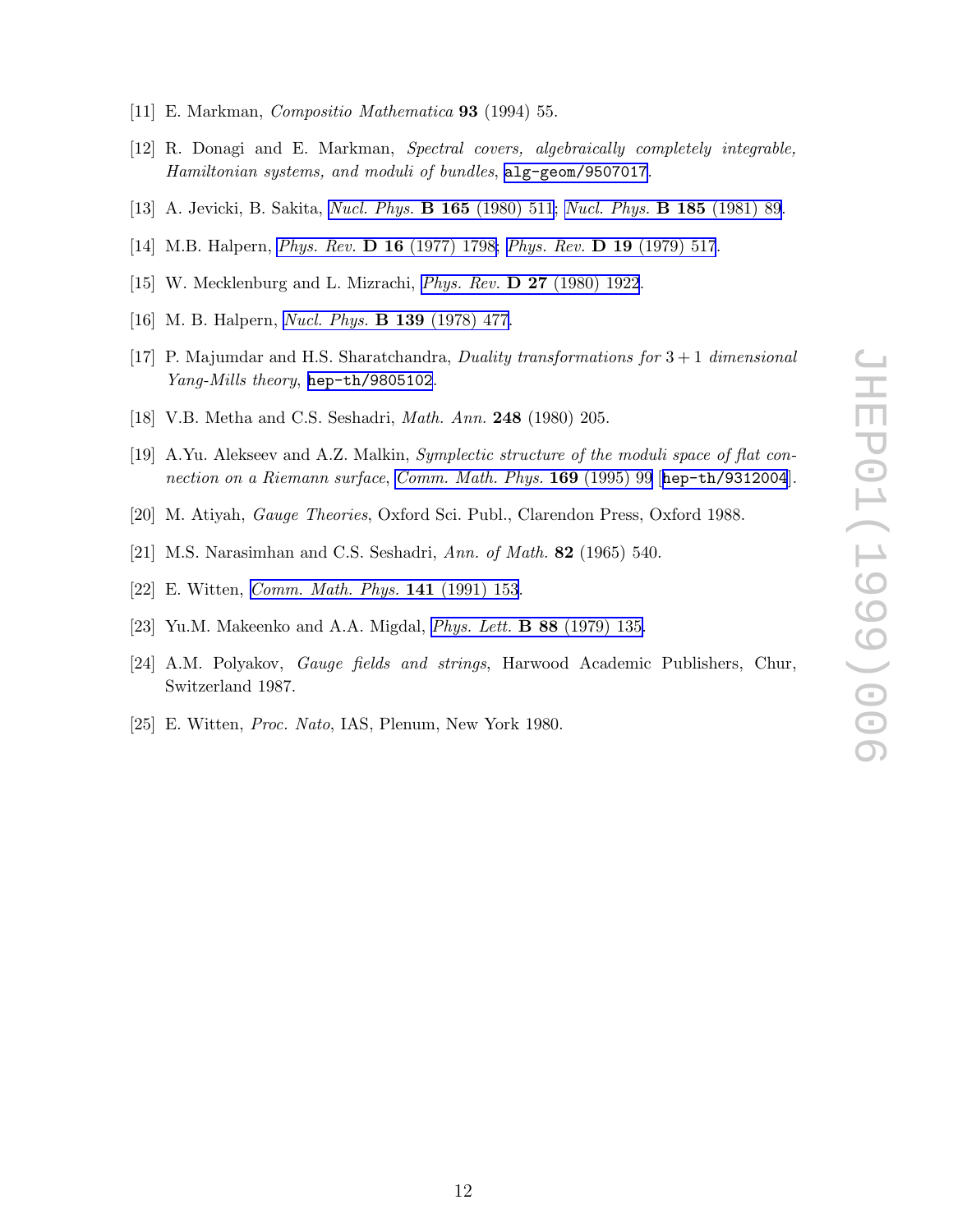[11] E. Markman, *Compositio Mathematica* **93** (1994) 55.

[12] R. Donagi and E. Markman, *Spectral covers, algebraically completely integrable, Hamiltonian systems, and moduli of bundles*, alg-geom/9507017.

[13] A. Jevicki, B. Sakita, *Nucl. Phys.* **B 165** (1980) 511; *Nucl. Phys.* **B 185** (1981) 89.

[14] M.B. Halpern, *Phys. Rev.* **D 16** (1977) 1798; *Phys. Rev.* **D 19** (1979) 517.

[15] W. Mecklenburg and L. Mizrachi, *Phys. Rev.* **D 27** (1980) 1922.

[16] M. B. Halpern, *Nucl. Phys.* **B 139** (1978) 477.

[17] P. Majumdar and H.S. Sharatchandra, *Duality transformations for* $3+1$ *dimensional Yang-Mills theory*, hep-th/9805102.

[18] V.B. Metha and C.S. Seshadri, *Math. Ann.* **248** (1980) 205.

[19] A.Yu. Alekseev and A.Z. Malkin, *Symplectic structure of the moduli space of flat connection on a Riemann surface*, *Comm. Math. Phys.* **169** (1995) 99 [hep-th/9312004].

[20] M. Atiyah, *Gauge Theories*, Oxford Sci. Publ., Clarendon Press, Oxford 1988.

[21] M.S. Narasimhan and C.S. Seshadri, *Ann. of Math.* **82** (1965) 540.

[22] E. Witten, *Comm. Math. Phys.* **141** (1991) 153.

[23] Yu.M. Makeenko and A.A. Migdal, *Phys. Lett.* **B 88** (1979) 135.

[24] A.M. Polyakov, *Gauge fields and strings*, Harwood Academic Publishers, Chur, Switzerland 1987.

[25] E. Witten, *Proc. Nato*, IAS, Plenum, New York 1980.